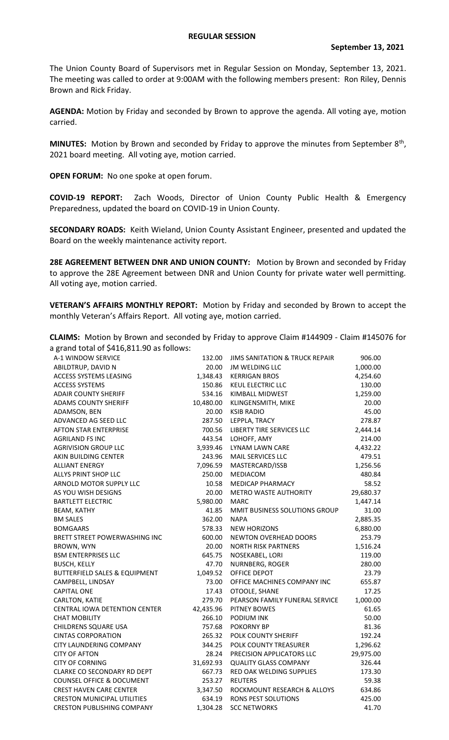# REGULAR SESSION

**September 13, 2021**

The Union County Board of Supervisors met in Regular Session on Monday, September 13, 2021. The meeting was called to order at 9:00AM with the following members present: Ron Riley, Dennis Brown and Rick Friday.

**AGENDA:** Motion by Friday and seconded by Brown to approve the agenda. All voting aye, motion carried.

**MINUTES:** Motion by Brown and seconded by Friday to approve the minutes from September 8th, 2021 board meeting. All voting aye, motion carried.

**OPEN FORUM:** No one spoke at open forum.

**COVID-19 REPORT:** Zach Woods, Director of Union County Public Health & Emergency Preparedness, updated the board on COVID-19 in Union County.

**SECONDARY ROADS:** Keith Wieland, Union County Assistant Engineer, presented and updated the Board on the weekly maintenance activity report.

**28E AGREEMENT BETWEEN DNR AND UNION COUNTY:** Motion by Brown and seconded by Friday to approve the 28E Agreement between DNR and Union County for private water well permitting. All voting aye, motion carried.

**VETERAN'S AFFAIRS MONTHLY REPORT:** Motion by Friday and seconded by Brown to accept the monthly Veteran's Affairs Report. All voting aye, motion carried.

**CLAIMS:** Motion by Brown and seconded by Friday to approve Claim #144909 - Claim #145076 for a grand total of $416,811.90 as follows:

| | | | |
|---|---|---|---|
| A-1 WINDOW SERVICE | 132.00 | JIMS SANITATION & TRUCK REPAIR | 906.00 |
| ABILDTRUP, DAVID N | 20.00 | JM WELDING LLC | 1,000.00 |
| ACCESS SYSTEMS LEASING | 1,348.43 | KERRIGAN BROS | 4,254.60 |
| ACCESS SYSTEMS | 150.86 | KEUL ELECTRIC LLC | 130.00 |
| ADAIR COUNTY SHERIFF | 534.16 | KIMBALL MIDWEST | 1,259.00 |
| ADAMS COUNTY SHERIFF | 10,480.00 | KLINGENSMITH, MIKE | 20.00 |
| ADAMSON, BEN | 20.00 | KSIB RADIO | 45.00 |
| ADVANCED AG SEED LLC | 287.50 | LEPPLA, TRACY | 278.87 |
| AFTON STAR ENTERPRISE | 700.56 | LIBERTY TIRE SERVICES LLC | 2,444.14 |
| AGRILAND FS INC | 443.54 | LOHOFF, AMY | 214.00 |
| AGRIVISION GROUP LLC | 3,939.46 | LYNAM LAWN CARE | 4,432.22 |
| AKIN BUILDING CENTER | 243.96 | MAIL SERVICES LLC | 479.51 |
| ALLIANT ENERGY | 7,096.59 | MASTERCARD/ISSB | 1,256.56 |
| ALLYS PRINT SHOP LLC | 250.00 | MEDIACOM | 480.84 |
| ARNOLD MOTOR SUPPLY LLC | 10.58 | MEDICAP PHARMACY | 58.52 |
| AS YOU WISH DESIGNS | 20.00 | METRO WASTE AUTHORITY | 29,680.37 |
| BARTLETT ELECTRIC | 5,980.00 | MARC | 1,447.14 |
| BEAM, KATHY | 41.85 | MMIT BUSINESS SOLUTIONS GROUP | 31.00 |
| BM SALES | 362.00 | NAPA | 2,885.35 |
| BOMGAARS | 578.33 | NEW HORIZONS | 6,880.00 |
| BRETT STREET POWERWASHING INC | 600.00 | NEWTON OVERHEAD DOORS | 253.79 |
| BROWN, WYN | 20.00 | NORTH RISK PARTNERS | 1,516.24 |
| BSM ENTERPRISES LLC | 645.75 | NOSEKABEL, LORI | 119.00 |
| BUSCH, KELLY | 47.70 | NURNBERG, ROGER | 280.00 |
| BUTTERFIELD SALES & EQUIPMENT | 1,049.52 | OFFICE DEPOT | 23.79 |
| CAMPBELL, LINDSAY | 73.00 | OFFICE MACHINES COMPANY INC | 655.87 |
| CAPITAL ONE | 17.43 | OTOOLE, SHANE | 17.25 |
| CARLTON, KATIE | 279.70 | PEARSON FAMILY FUNERAL SERVICE | 1,000.00 |
| CENTRAL IOWA DETENTION CENTER | 42,435.96 | PITNEY BOWES | 61.65 |
| CHAT MOBILITY | 266.10 | PODIUM INK | 50.00 |
| CHILDRENS SQUARE USA | 757.68 | POKORNY BP | 81.36 |
| CINTAS CORPORATION | 265.32 | POLK COUNTY SHERIFF | 192.24 |
| CITY LAUNDERING COMPANY | 344.25 | POLK COUNTY TREASURER | 1,296.62 |
| CITY OF AFTON | 28.24 | PRECISION APPLICATORS LLC | 29,975.00 |
| CITY OF CORNING | 31,692.93 | QUALITY GLASS COMPANY | 326.44 |
| CLARKE CO SECONDARY RD DEPT | 667.73 | RED OAK WELDING SUPPLIES | 173.30 |
| COUNSEL OFFICE & DOCUMENT | 253.27 | REUTERS | 59.38 |
| CREST HAVEN CARE CENTER | 3,347.50 | ROCKMOUNT RESEARCH & ALLOYS | 634.86 |
| CRESTON MUNICIPAL UTILITIES | 634.19 | RONS PEST SOLUTIONS | 425.00 |
| CRESTON PUBLISHING COMPANY | 1,304.28 | SCC NETWORKS | 41.70 |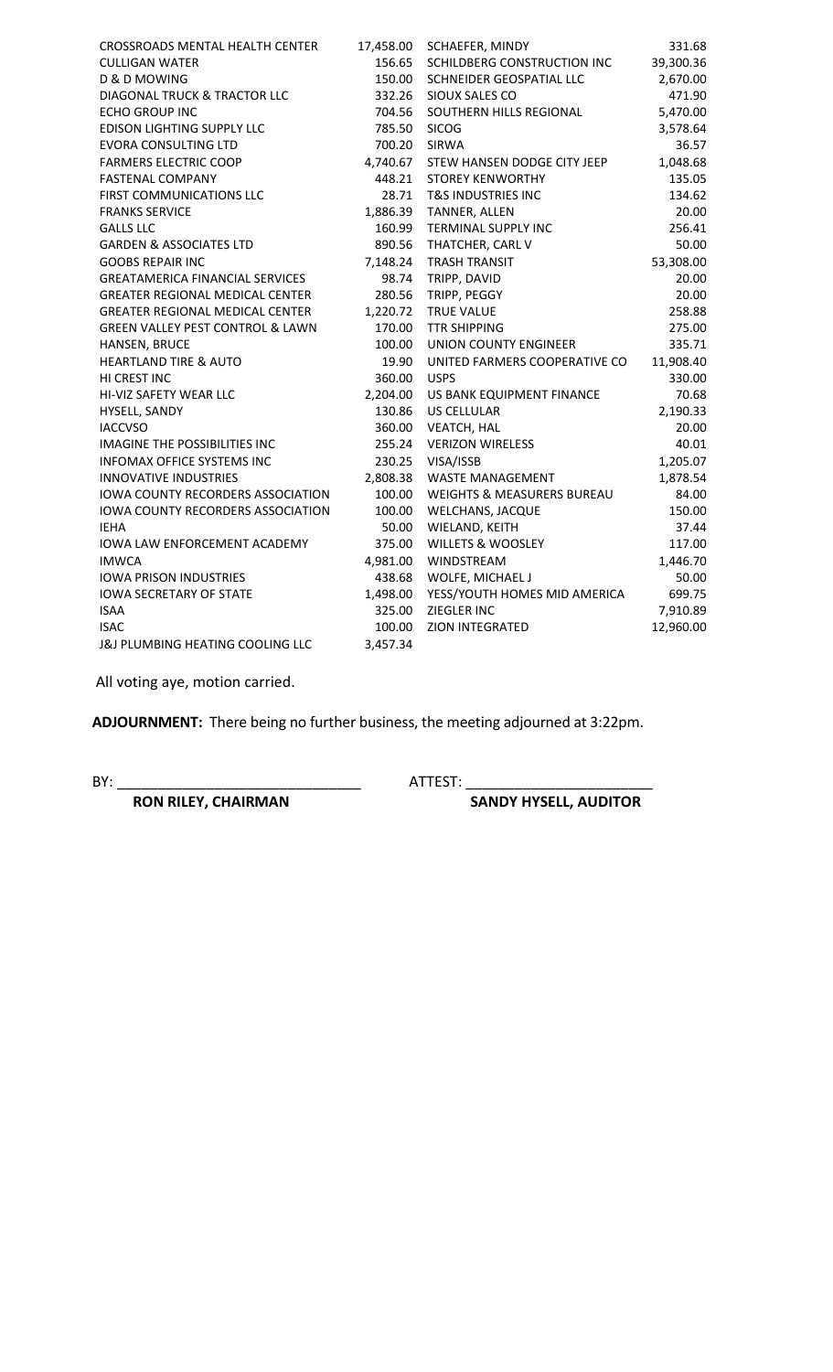| | | | |
|---|---|---|---|
| CROSSROADS MENTAL HEALTH CENTER | 17,458.00 | SCHAEFER, MINDY | 331.68 |
| CULLIGAN WATER | 156.65 | SCHILDBERG CONSTRUCTION INC | 39,300.36 |
| D & D MOWING | 150.00 | SCHNEIDER GEOSPATIAL LLC | 2,670.00 |
| DIAGONAL TRUCK & TRACTOR LLC | 332.26 | SIOUX SALES CO | 471.90 |
| ECHO GROUP INC | 704.56 | SOUTHERN HILLS REGIONAL | 5,470.00 |
| EDISON LIGHTING SUPPLY LLC | 785.50 | SICOG | 3,578.64 |
| EVORA CONSULTING LTD | 700.20 | SIRWA | 36.57 |
| FARMERS ELECTRIC COOP | 4,740.67 | STEW HANSEN DODGE CITY JEEP | 1,048.68 |
| FASTENAL COMPANY | 448.21 | STOREY KENWORTHY | 135.05 |
| FIRST COMMUNICATIONS LLC | 28.71 | T&S INDUSTRIES INC | 134.62 |
| FRANKS SERVICE | 1,886.39 | TANNER, ALLEN | 20.00 |
| GALLS LLC | 160.99 | TERMINAL SUPPLY INC | 256.41 |
| GARDEN & ASSOCIATES LTD | 890.56 | THATCHER, CARL V | 50.00 |
| GOOBS REPAIR INC | 7,148.24 | TRASH TRANSIT | 53,308.00 |
| GREATAMERICA FINANCIAL SERVICES | 98.74 | TRIPP, DAVID | 20.00 |
| GREATER REGIONAL MEDICAL CENTER | 280.56 | TRIPP, PEGGY | 20.00 |
| GREATER REGIONAL MEDICAL CENTER | 1,220.72 | TRUE VALUE | 258.88 |
| GREEN VALLEY PEST CONTROL & LAWN | 170.00 | TTR SHIPPING | 275.00 |
| HANSEN, BRUCE | 100.00 | UNION COUNTY ENGINEER | 335.71 |
| HEARTLAND TIRE & AUTO | 19.90 | UNITED FARMERS COOPERATIVE CO | 11,908.40 |
| HI CREST INC | 360.00 | USPS | 330.00 |
| HI-VIZ SAFETY WEAR LLC | 2,204.00 | US BANK EQUIPMENT FINANCE | 70.68 |
| HYSELL, SANDY | 130.86 | US CELLULAR | 2,190.33 |
| IACCVSO | 360.00 | VEATCH, HAL | 20.00 |
| IMAGINE THE POSSIBILITIES INC | 255.24 | VERIZON WIRELESS | 40.01 |
| INFOMAX OFFICE SYSTEMS INC | 230.25 | VISA/ISSB | 1,205.07 |
| INNOVATIVE INDUSTRIES | 2,808.38 | WASTE MANAGEMENT | 1,878.54 |
| IOWA COUNTY RECORDERS ASSOCIATION | 100.00 | WEIGHTS & MEASURERS BUREAU | 84.00 |
| IOWA COUNTY RECORDERS ASSOCIATION | 100.00 | WELCHANS, JACQUE | 150.00 |
| IEHA | 50.00 | WIELAND, KEITH | 37.44 |
| IOWA LAW ENFORCEMENT ACADEMY | 375.00 | WILLETS & WOOSLEY | 117.00 |
| IMWCA | 4,981.00 | WINDSTREAM | 1,446.70 |
| IOWA PRISON INDUSTRIES | 438.68 | WOLFE, MICHAEL J | 50.00 |
| IOWA SECRETARY OF STATE | 1,498.00 | YESS/YOUTH HOMES MID AMERICA | 699.75 |
| ISAA | 325.00 | ZIEGLER INC | 7,910.89 |
| ISAC | 100.00 | ZION INTEGRATED | 12,960.00 |
| J&J PLUMBING HEATING COOLING LLC | 3,457.34 | | |

All voting aye, motion carried.

**ADJOURNMENT:** There being no further business, the meeting adjourned at 3:22pm.

BY: ______________________________ ATTEST: ______________________

**RON RILEY, CHAIRMAN** **SANDY HYSELL, AUDITOR**